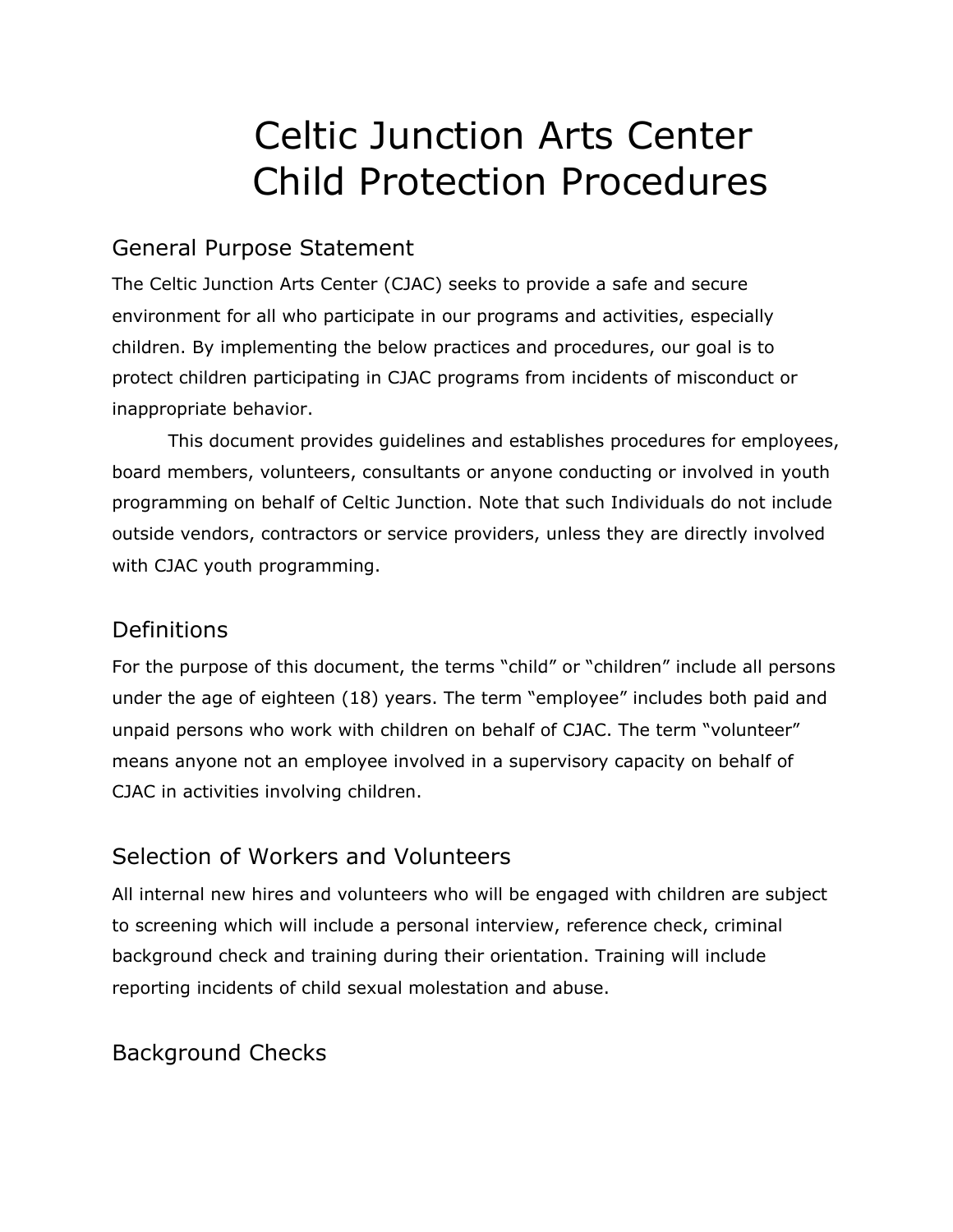# Celtic Junction Arts Center Child Protection Procedures

## General Purpose Statement

The Celtic Junction Arts Center (CJAC) seeks to provide a safe and secure environment for all who participate in our programs and activities, especially children. By implementing the below practices and procedures, our goal is to protect children participating in CJAC programs from incidents of misconduct or inappropriate behavior.

This document provides guidelines and establishes procedures for employees, board members, volunteers, consultants or anyone conducting or involved in youth programming on behalf of Celtic Junction. Note that such Individuals do not include outside vendors, contractors or service providers, unless they are directly involved with CJAC youth programming.

## Definitions

For the purpose of this document, the terms "child" or "children" include all persons under the age of eighteen (18) years. The term "employee" includes both paid and unpaid persons who work with children on behalf of CJAC. The term "volunteer" means anyone not an employee involved in a supervisory capacity on behalf of CJAC in activities involving children.

## Selection of Workers and Volunteers

All internal new hires and volunteers who will be engaged with children are subject to screening which will include a personal interview, reference check, criminal background check and training during their orientation. Training will include reporting incidents of child sexual molestation and abuse.

## Background Checks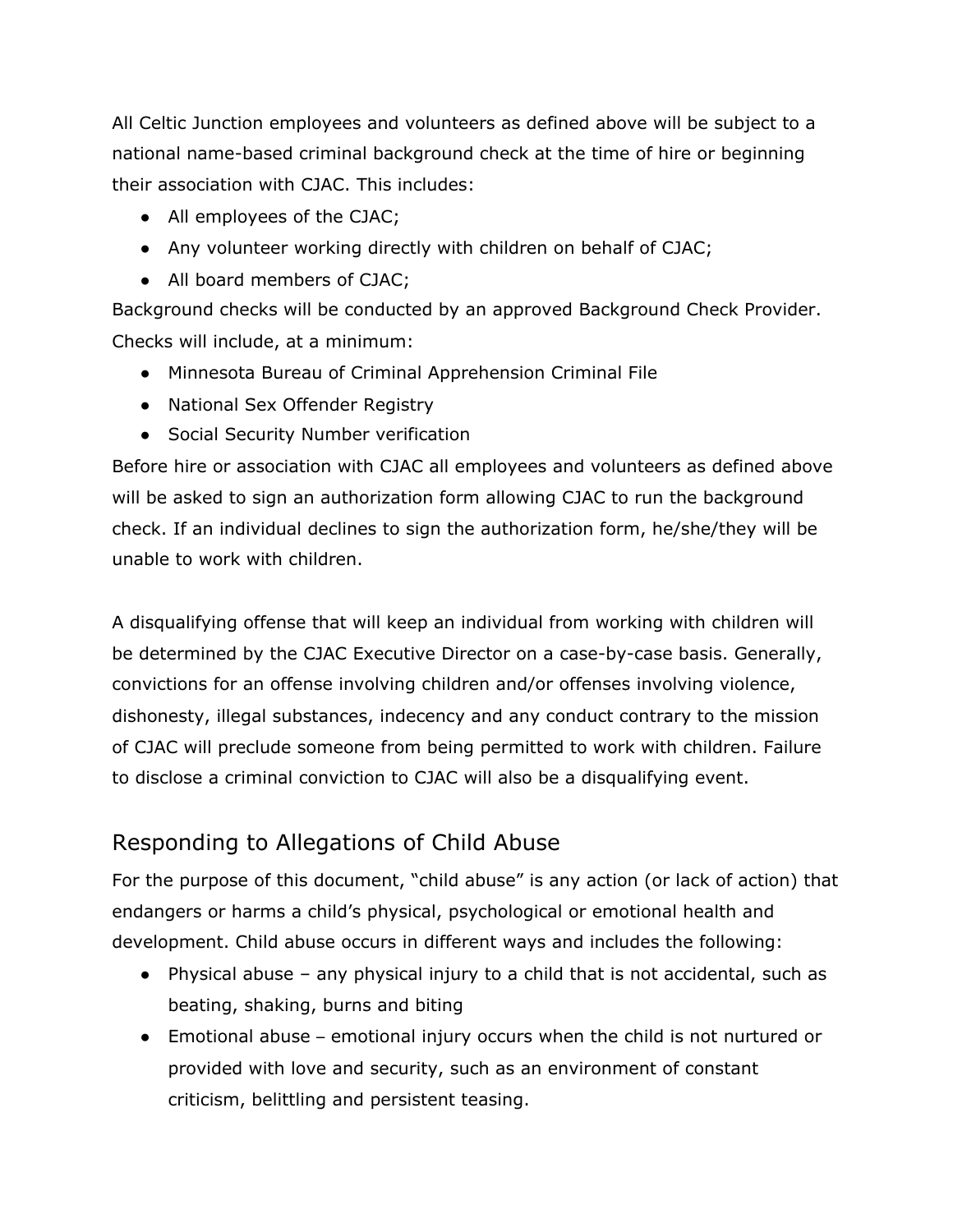All Celtic Junction employees and volunteers as defined above will be subject to a national name-based criminal background check at the time of hire or beginning their association with CJAC. This includes:

- All employees of the CJAC;
- Any volunteer working directly with children on behalf of CJAC;
- All board members of CJAC;

Background checks will be conducted by an approved Background Check Provider. Checks will include, at a minimum:

- Minnesota Bureau of Criminal Apprehension Criminal File
- National Sex Offender Registry
- Social Security Number verification

Before hire or association with CJAC all employees and volunteers as defined above will be asked to sign an authorization form allowing CJAC to run the background check. If an individual declines to sign the authorization form, he/she/they will be unable to work with children.

A disqualifying offense that will keep an individual from working with children will be determined by the CJAC Executive Director on a case-by-case basis. Generally, convictions for an offense involving children and/or offenses involving violence, dishonesty, illegal substances, indecency and any conduct contrary to the mission of CJAC will preclude someone from being permitted to work with children. Failure to disclose a criminal conviction to CJAC will also be a disqualifying event.

## Responding to Allegations of Child Abuse

For the purpose of this document, "child abuse" is any action (or lack of action) that endangers or harms a child's physical, psychological or emotional health and development. Child abuse occurs in different ways and includes the following:

- Physical abuse – any physical injury to a child that is not accidental, such as beating, shaking, burns and biting
- Emotional abuse – emotional injury occurs when the child is not nurtured or provided with love and security, such as an environment of constant criticism, belittling and persistent teasing.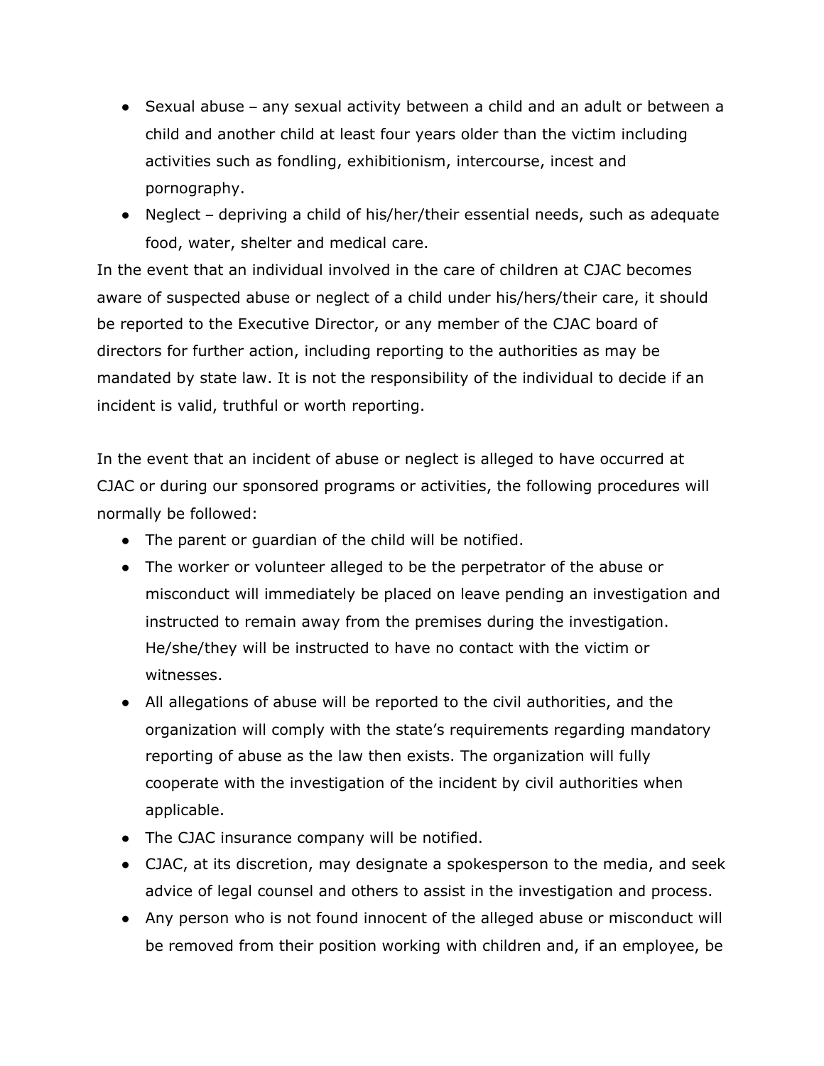- Sexual abuse – any sexual activity between a child and an adult or between a child and another child at least four years older than the victim including activities such as fondling, exhibitionism, intercourse, incest and pornography.
- Neglect – depriving a child of his/her/their essential needs, such as adequate food, water, shelter and medical care.

In the event that an individual involved in the care of children at CJAC becomes aware of suspected abuse or neglect of a child under his/hers/their care, it should be reported to the Executive Director, or any member of the CJAC board of directors for further action, including reporting to the authorities as may be mandated by state law. It is not the responsibility of the individual to decide if an incident is valid, truthful or worth reporting.

In the event that an incident of abuse or neglect is alleged to have occurred at CJAC or during our sponsored programs or activities, the following procedures will normally be followed:

- The parent or guardian of the child will be notified.
- The worker or volunteer alleged to be the perpetrator of the abuse or misconduct will immediately be placed on leave pending an investigation and instructed to remain away from the premises during the investigation. He/she/they will be instructed to have no contact with the victim or witnesses.
- All allegations of abuse will be reported to the civil authorities, and the organization will comply with the state's requirements regarding mandatory reporting of abuse as the law then exists. The organization will fully cooperate with the investigation of the incident by civil authorities when applicable.
- The CJAC insurance company will be notified.
- CJAC, at its discretion, may designate a spokesperson to the media, and seek advice of legal counsel and others to assist in the investigation and process.
- Any person who is not found innocent of the alleged abuse or misconduct will be removed from their position working with children and, if an employee, be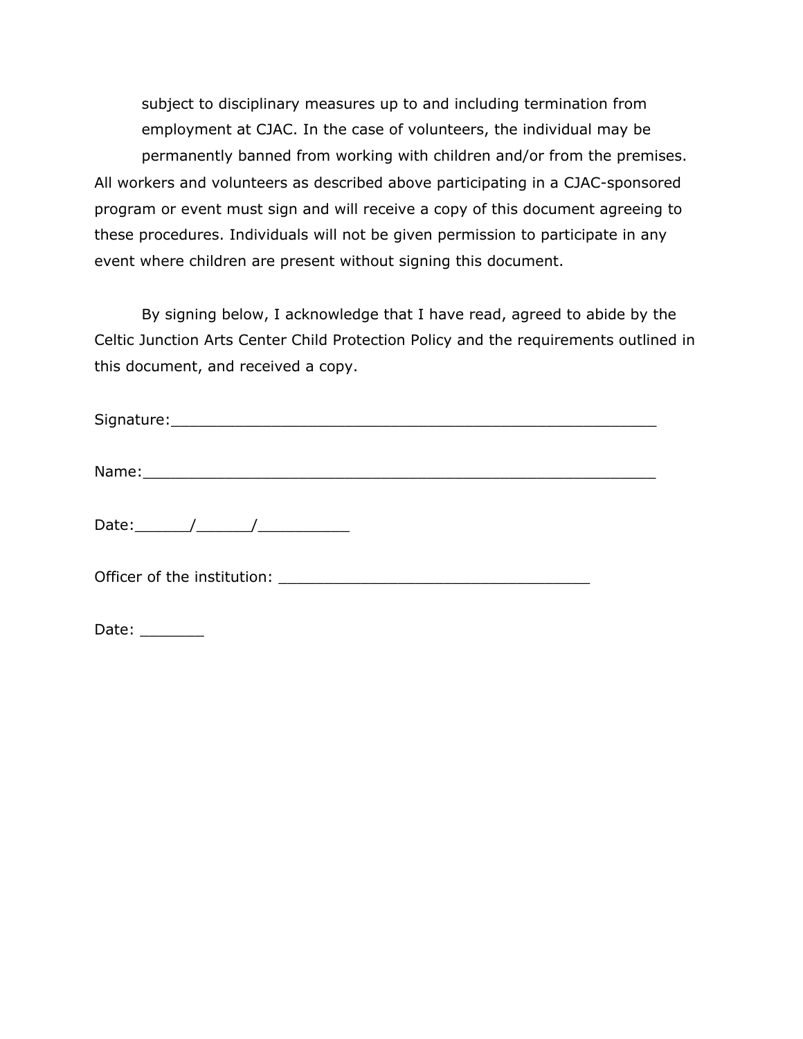subject to disciplinary measures up to and including termination from employment at CJAC. In the case of volunteers, the individual may be permanently banned from working with children and/or from the premises.

All workers and volunteers as described above participating in a CJAC-sponsored program or event must sign and will receive a copy of this document agreeing to these procedures. Individuals will not be given permission to participate in any event where children are present without signing this document.

By signing below, I acknowledge that I have read, agreed to abide by the Celtic Junction Arts Center Child Protection Policy and the requirements outlined in this document, and received a copy.

Signature:_______________________________________________________

Name:__________________________________________________________

Date:______/______/__________

Officer of the institution: ___________________________________

Date: _______